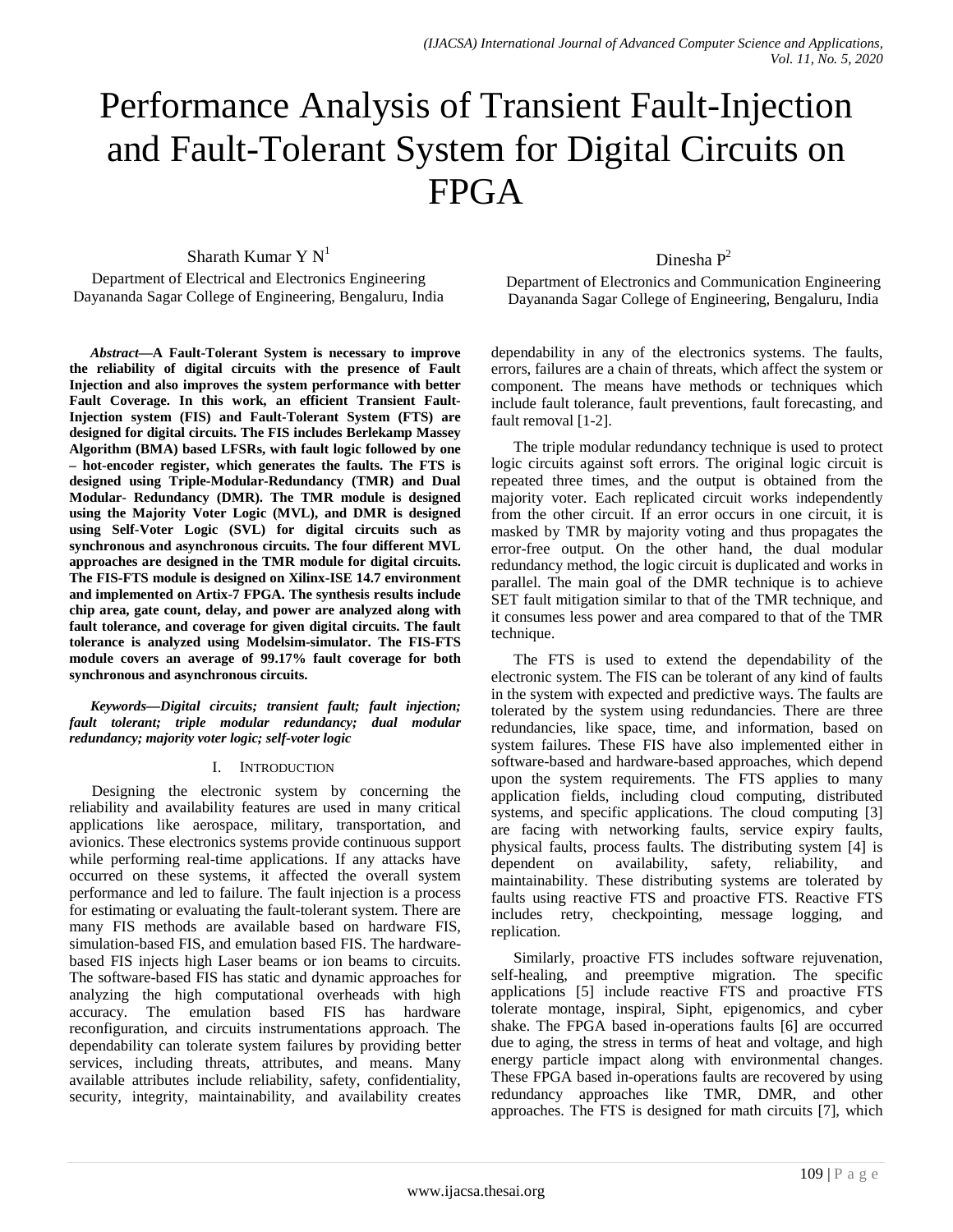# Performance Analysis of Transient Fault-Injection and Fault-Tolerant System for Digital Circuits on FPGA

Sharath Kumar Y N[1]
Department of Electrical and Electronics Engineering
Dayananda Sagar College of Engineering, Bengaluru, India

Dinesha P[2]
Department of Electronics and Communication Engineering
Dayananda Sagar College of Engineering, Bengaluru, India

***Abstract*—A Fault-Tolerant System is necessary to improve the reliability of digital circuits with the presence of Fault Injection and also improves the system performance with better Fault Coverage. In this work, an efficient Transient Fault-Injection system (FIS) and Fault-Tolerant System (FTS) are designed for digital circuits. The FIS includes Berlekamp Massey Algorithm (BMA) based LFSRs, with fault logic followed by one – hot-encoder register, which generates the faults. The FTS is designed using Triple-Modular-Redundancy (TMR) and Dual Modular- Redundancy (DMR). The TMR module is designed using the Majority Voter Logic (MVL), and DMR is designed using Self-Voter Logic (SVL) for digital circuits such as synchronous and asynchronous circuits. The four different MVL approaches are designed in the TMR module for digital circuits. The FIS-FTS module is designed on Xilinx-ISE 14.7 environment and implemented on Artix-7 FPGA. The synthesis results include chip area, gate count, delay, and power are analyzed along with fault tolerance, and coverage for given digital circuits. The fault tolerance is analyzed using Modelsim-simulator. The FIS-FTS module covers an average of 99.17% fault coverage for both synchronous and asynchronous circuits.**

***Keywords—Digital circuits; transient fault; fault injection; fault tolerant; triple modular redundancy; dual modular redundancy; majority voter logic; self-voter logic***

## I. Introduction

Designing the electronic system by concerning the reliability and availability features are used in many critical applications like aerospace, military, transportation, and avionics. These electronics systems provide continuous support while performing real-time applications. If any attacks have occurred on these systems, it affected the overall system performance and led to failure. The fault injection is a process for estimating or evaluating the fault-tolerant system. There are many FIS methods are available based on hardware FIS, simulation-based FIS, and emulation based FIS. The hardware-based FIS injects high Laser beams or ion beams to circuits. The software-based FIS has static and dynamic approaches for analyzing the high computational overheads with high accuracy. The emulation based FIS has hardware reconfiguration, and circuits instrumentations approach. The dependability can tolerate system failures by providing better services, including threats, attributes, and means. Many available attributes include reliability, safety, confidentiality, security, integrity, maintainability, and availability creates dependability in any of the electronics systems. The faults, errors, failures are a chain of threats, which affect the system or component. The means have methods or techniques which include fault tolerance, fault preventions, fault forecasting, and fault removal [1-2].

The triple modular redundancy technique is used to protect logic circuits against soft errors. The original logic circuit is repeated three times, and the output is obtained from the majority voter. Each replicated circuit works independently from the other circuit. If an error occurs in one circuit, it is masked by TMR by majority voting and thus propagates the error-free output. On the other hand, the dual modular redundancy method, the logic circuit is duplicated and works in parallel. The main goal of the DMR technique is to achieve SET fault mitigation similar to that of the TMR technique, and it consumes less power and area compared to that of the TMR technique.

The FTS is used to extend the dependability of the electronic system. The FIS can be tolerant of any kind of faults in the system with expected and predictive ways. The faults are tolerated by the system using redundancies. There are three redundancies, like space, time, and information, based on system failures. These FIS have also implemented either in software-based and hardware-based approaches, which depend upon the system requirements. The FTS applies to many application fields, including cloud computing, distributed systems, and specific applications. The cloud computing [3] are facing with networking faults, service expiry faults, physical faults, process faults. The distributing system [4] is dependent on availability, safety, reliability, and maintainability. These distributing systems are tolerated by faults using reactive FTS and proactive FTS. Reactive FTS includes retry, checkpointing, message logging, and replication.

Similarly, proactive FTS includes software rejuvenation, self-healing, and preemptive migration. The specific applications [5] include reactive FTS and proactive FTS tolerate montage, inspiral, Sipht, epigenomics, and cyber shake. The FPGA based in-operations faults [6] are occurred due to aging, the stress in terms of heat and voltage, and high energy particle impact along with environmental changes. These FPGA based in-operations faults are recovered by using redundancy approaches like TMR, DMR, and other approaches. The FTS is designed for math circuits [7], which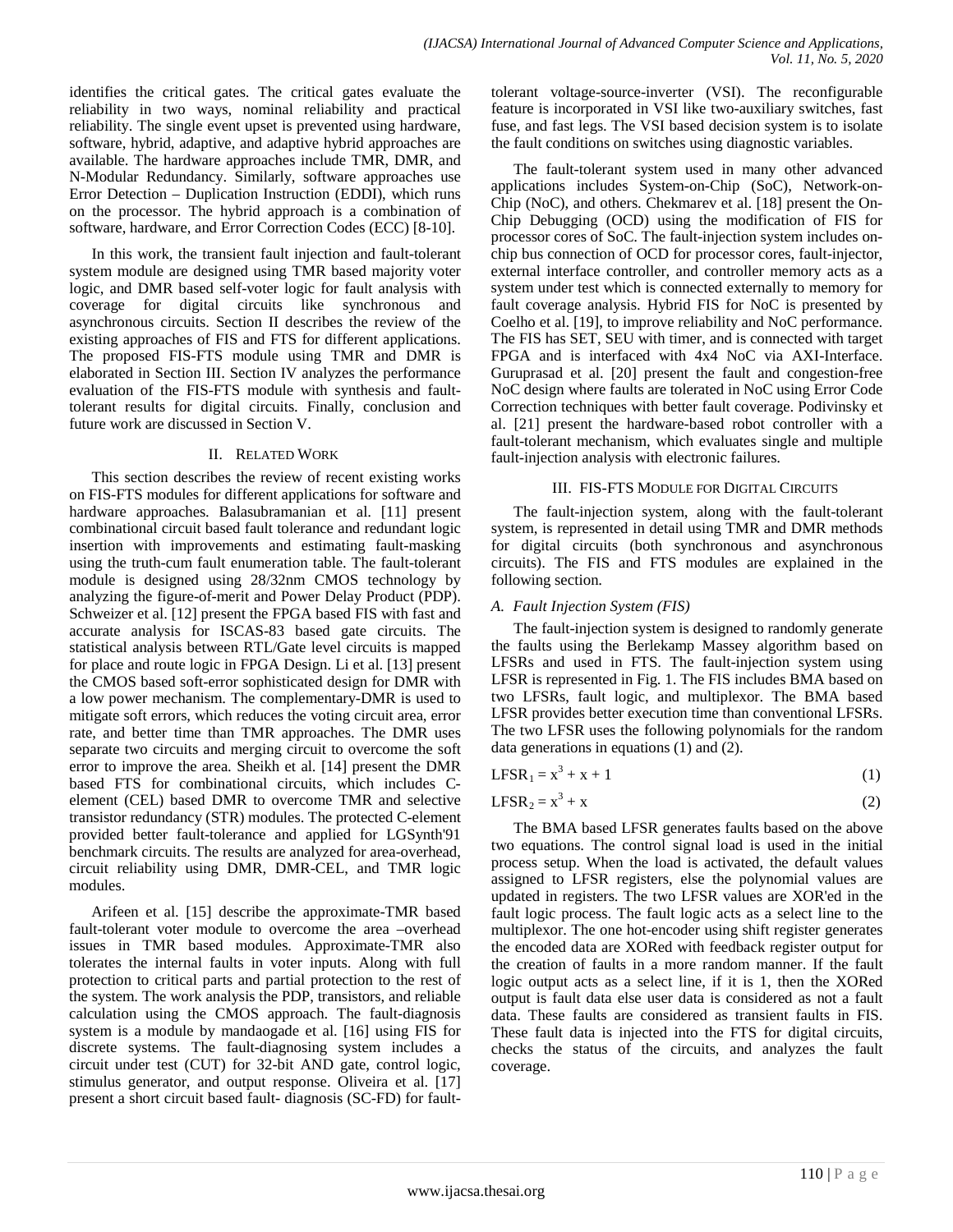identifies the critical gates. The critical gates evaluate the reliability in two ways, nominal reliability and practical reliability. The single event upset is prevented using hardware, software, hybrid, adaptive, and adaptive hybrid approaches are available. The hardware approaches include TMR, DMR, and N-Modular Redundancy. Similarly, software approaches use Error Detection – Duplication Instruction (EDDI), which runs on the processor. The hybrid approach is a combination of software, hardware, and Error Correction Codes (ECC) [8-10].

In this work, the transient fault injection and fault-tolerant system module are designed using TMR based majority voter logic, and DMR based self-voter logic for fault analysis with coverage for digital circuits like synchronous and asynchronous circuits. Section II describes the review of the existing approaches of FIS and FTS for different applications. The proposed FIS-FTS module using TMR and DMR is elaborated in Section III. Section IV analyzes the performance evaluation of the FIS-FTS module with synthesis and fault-tolerant results for digital circuits. Finally, conclusion and future work are discussed in Section V.

## II. Related Work

This section describes the review of recent existing works on FIS-FTS modules for different applications for software and hardware approaches. Balasubramanian et al. [11] present combinational circuit based fault tolerance and redundant logic insertion with improvements and estimating fault-masking using the truth-cum fault enumeration table. The fault-tolerant module is designed using 28/32nm CMOS technology by analyzing the figure-of-merit and Power Delay Product (PDP). Schweizer et al. [12] present the FPGA based FIS with fast and accurate analysis for ISCAS-83 based gate circuits. The statistical analysis between RTL/Gate level circuits is mapped for place and route logic in FPGA Design. Li et al. [13] present the CMOS based soft-error sophisticated design for DMR with a low power mechanism. The complementary-DMR is used to mitigate soft errors, which reduces the voting circuit area, error rate, and better time than TMR approaches. The DMR uses separate two circuits and merging circuit to overcome the soft error to improve the area. Sheikh et al. [14] present the DMR based FTS for combinational circuits, which includes C-element (CEL) based DMR to overcome TMR and selective transistor redundancy (STR) modules. The protected C-element provided better fault-tolerance and applied for LGSynth'91 benchmark circuits. The results are analyzed for area-overhead, circuit reliability using DMR, DMR-CEL, and TMR logic modules.

Arifeen et al. [15] describe the approximate-TMR based fault-tolerant voter module to overcome the area –overhead issues in TMR based modules. Approximate-TMR also tolerates the internal faults in voter inputs. Along with full protection to critical parts and partial protection to the rest of the system. The work analysis the PDP, transistors, and reliable calculation using the CMOS approach. The fault-diagnosis system is a module by mandaogade et al. [16] using FIS for discrete systems. The fault-diagnosing system includes a circuit under test (CUT) for 32-bit AND gate, control logic, stimulus generator, and output response. Oliveira et al. [17] present a short circuit based fault- diagnosis (SC-FD) for fault-tolerant voltage-source-inverter (VSI). The reconfigurable feature is incorporated in VSI like two-auxiliary switches, fast fuse, and fast legs. The VSI based decision system is to isolate the fault conditions on switches using diagnostic variables.

The fault-tolerant system used in many other advanced applications includes System-on-Chip (SoC), Network-on-Chip (NoC), and others. Chekmarev et al. [18] present the On-Chip Debugging (OCD) using the modification of FIS for processor cores of SoC. The fault-injection system includes on-chip bus connection of OCD for processor cores, fault-injector, external interface controller, and controller memory acts as a system under test which is connected externally to memory for fault coverage analysis. Hybrid FIS for NoC is presented by Coelho et al. [19], to improve reliability and NoC performance. The FIS has SET, SEU with timer, and is connected with target FPGA and is interfaced with 4x4 NoC via AXI-Interface. Guruprasad et al. [20] present the fault and congestion-free NoC design where faults are tolerated in NoC using Error Code Correction techniques with better fault coverage. Podivinsky et al. [21] present the hardware-based robot controller with a fault-tolerant mechanism, which evaluates single and multiple fault-injection analysis with electronic failures.

## III. FIS-FTS Module for Digital Circuits

The fault-injection system, along with the fault-tolerant system, is represented in detail using TMR and DMR methods for digital circuits (both synchronous and asynchronous circuits). The FIS and FTS modules are explained in the following section.

### *A. Fault Injection System (FIS)*

The fault-injection system is designed to randomly generate the faults using the Berlekamp Massey algorithm based on LFSRs and used in FTS. The fault-injection system using LFSR is represented in Fig. 1. The FIS includes BMA based on two LFSRs, fault logic, and multiplexor. The BMA based LFSR provides better execution time than conventional LFSRs. The two LFSR uses the following polynomials for the random data generations in equations (1) and (2).

$$LFSR_1 = x^3 + x + 1 \tag{1}$$

$$LFSR_2 = x^3 + x \tag{2}$$

The BMA based LFSR generates faults based on the above two equations. The control signal load is used in the initial process setup. When the load is activated, the default values assigned to LFSR registers, else the polynomial values are updated in registers. The two LFSR values are XOR'ed in the fault logic process. The fault logic acts as a select line to the multiplexor. The one hot-encoder using shift register generates the encoded data are XORed with feedback register output for the creation of faults in a more random manner. If the fault logic output acts as a select line, if it is 1, then the XORed output is fault data else user data is considered as not a fault data. These faults are considered as transient faults in FIS. These fault data is injected into the FTS for digital circuits, checks the status of the circuits, and analyzes the fault coverage.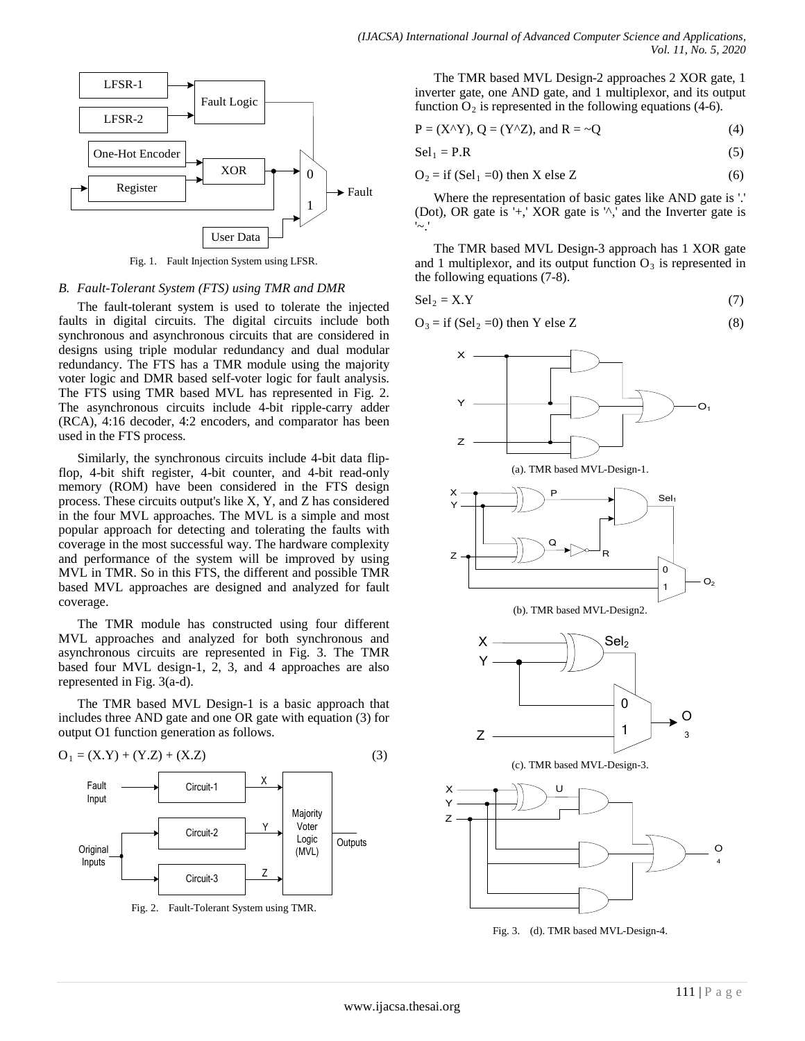Fig. 1. Fault Injection System using LFSR.

### B. Fault-Tolerant System (FTS) using TMR and DMR

The fault-tolerant system is used to tolerate the injected faults in digital circuits. The digital circuits include both synchronous and asynchronous circuits that are considered in designs using triple modular redundancy and dual modular redundancy. The FTS has a TMR module using the majority voter logic and DMR based self-voter logic for fault analysis. The FTS using TMR based MVL has represented in Fig. 2. The asynchronous circuits include 4-bit ripple-carry adder (RCA), 4:16 decoder, 4:2 encoders, and comparator has been used in the FTS process.

Similarly, the synchronous circuits include 4-bit data flip-flop, 4-bit shift register, 4-bit counter, and 4-bit read-only memory (ROM) have been considered in the FTS design process. These circuits output's like X, Y, and Z has considered in the four MVL approaches. The MVL is a simple and most popular approach for detecting and tolerating the faults with coverage in the most successful way. The hardware complexity and performance of the system will be improved by using MVL in TMR. So in this FTS, the different and possible TMR based MVL approaches are designed and analyzed for fault coverage.

The TMR module has constructed using four different MVL approaches and analyzed for both synchronous and asynchronous circuits are represented in Fig. 3. The TMR based four MVL design-1, 2, 3, and 4 approaches are also represented in Fig. 3(a-d).

The TMR based MVL Design-1 is a basic approach that includes three AND gate and one OR gate with equation (3) for output O1 function generation as follows.

$$O_1 = (X.Y) + (Y.Z) + (X.Z) \tag{3}$$

Fig. 2. Fault-Tolerant System using TMR.

The TMR based MVL Design-2 approaches 2 XOR gate, 1 inverter gate, one AND gate, and 1 multiplexor, and its output function $O_2$ is represented in the following equations (4-6).

$$P = (X \wedge Y),\ Q = (Y \wedge Z), \text{ and } R = {\sim}Q \tag{4}$$

$$Sel_1 = P.R \tag{5}$$

$$O_2 = \text{if } (Sel_1 = 0) \text{ then X else Z} \tag{6}$$

Where the representation of basic gates like AND gate is '.' (Dot), OR gate is '+,' XOR gate is '^,' and the Inverter gate is '~.'

The TMR based MVL Design-3 approach has 1 XOR gate and 1 multiplexor, and its output function $O_3$ is represented in the following equations (7-8).

$$Sel_2 = X.Y \tag{7}$$

$$O_3 = \text{if } (Sel_2 = 0) \text{ then Y else Z} \tag{8}$$

(a). TMR based MVL-Design-1.

(b). TMR based MVL-Design2.

(c). TMR based MVL-Design-3.

Fig. 3. (d). TMR based MVL-Design-4.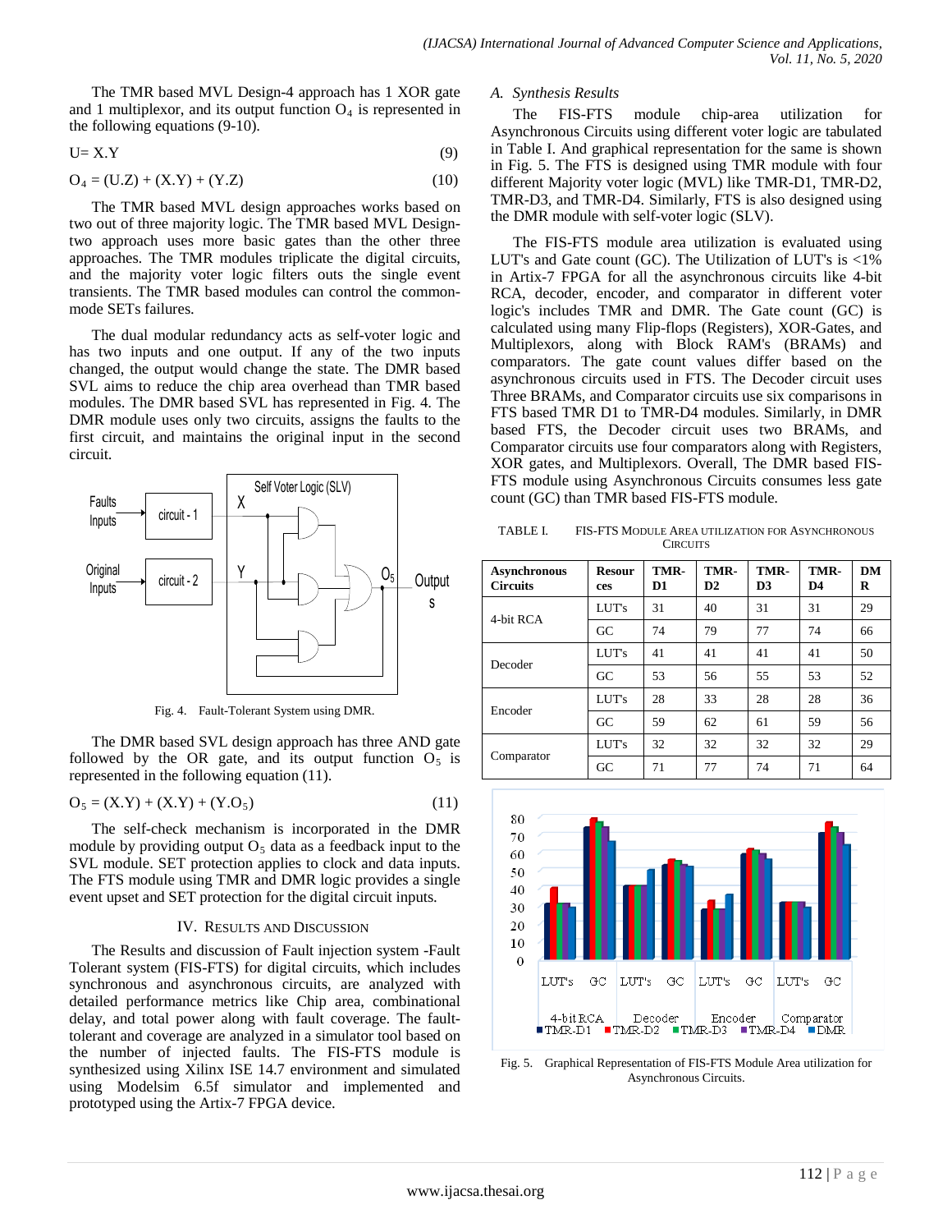The TMR based MVL Design-4 approach has 1 XOR gate and 1 multiplexor, and its output function $O_4$ is represented in the following equations (9-10).

$$U = X.Y \tag{9}$$

$$O_4 = (U.Z) + (X.Y) + (Y.Z) \tag{10}$$

The TMR based MVL design approaches works based on two out of three majority logic. The TMR based MVL Design-two approach uses more basic gates than the other three approaches. The TMR modules triplicate the digital circuits, and the majority voter logic filters outs the single event transients. The TMR based modules can control the common-mode SETs failures.

The dual modular redundancy acts as self-voter logic and has two inputs and one output. If any of the two inputs changed, the output would change the state. The DMR based SVL aims to reduce the chip area overhead than TMR based modules. The DMR based SVL has represented in Fig. 4. The DMR module uses only two circuits, assigns the faults to the first circuit, and maintains the original input in the second circuit.

Fig. 4. Fault-Tolerant System using DMR.

The DMR based SVL design approach has three AND gate followed by the OR gate, and its output function $O_5$ is represented in the following equation (11).

$$O_5 = (X.Y) + (X.Y) + (Y.O_5) \tag{11}$$

The self-check mechanism is incorporated in the DMR module by providing output $O_5$ data as a feedback input to the SVL module. SET protection applies to clock and data inputs. The FTS module using TMR and DMR logic provides a single event upset and SET protection for the digital circuit inputs.

## IV. Results and Discussion

The Results and discussion of Fault injection system -Fault Tolerant system (FIS-FTS) for digital circuits, which includes synchronous and asynchronous circuits, are analyzed with detailed performance metrics like Chip area, combinational delay, and total power along with fault coverage. The fault-tolerant and coverage are analyzed in a simulator tool based on the number of injected faults. The FIS-FTS module is synthesized using Xilinx ISE 14.7 environment and simulated using Modelsim 6.5f simulator and implemented and prototyped using the Artix-7 FPGA device.

### A. Synthesis Results

The FIS-FTS module chip-area utilization for Asynchronous Circuits using different voter logic are tabulated in Table I. And graphical representation for the same is shown in Fig. 5. The FTS is designed using TMR module with four different Majority voter logic (MVL) like TMR-D1, TMR-D2, TMR-D3, and TMR-D4. Similarly, FTS is also designed using the DMR module with self-voter logic (SLV).

The FIS-FTS module area utilization is evaluated using LUT's and Gate count (GC). The Utilization of LUT's is <1% in Artix-7 FPGA for all the asynchronous circuits like 4-bit RCA, decoder, encoder, and comparator in different voter logic's includes TMR and DMR. The Gate count (GC) is calculated using many Flip-flops (Registers), XOR-Gates, and Multiplexors, along with Block RAM's (BRAMs) and comparators. The gate count values differ based on the asynchronous circuits used in FTS. The Decoder circuit uses Three BRAMs, and Comparator circuits use six comparisons in FTS based TMR D1 to TMR-D4 modules. Similarly, in DMR based FTS, the Decoder circuit uses two BRAMs, and Comparator circuits use four comparators along with Registers, XOR gates, and Multiplexors. Overall, The DMR based FIS-FTS module using Asynchronous Circuits consumes less gate count (GC) than TMR based FIS-FTS module.

TABLE I. FIS-FTS Module Area utilization for Asynchronous Circuits

| Asynchronous Circuits | Resources | TMR-D1 | TMR-D2 | TMR-D3 | TMR-D4 | DMR |
|---|---|---|---|---|---|---|
| 4-bit RCA | LUT's | 31 | 40 | 31 | 31 | 29 |
| | GC | 74 | 79 | 77 | 74 | 66 |
| Decoder | LUT's | 41 | 41 | 41 | 41 | 50 |
| | GC | 53 | 56 | 55 | 53 | 52 |
| Encoder | LUT's | 28 | 33 | 28 | 28 | 36 |
| | GC | 59 | 62 | 61 | 59 | 56 |
| Comparator | LUT's | 32 | 32 | 32 | 32 | 29 |
| | GC | 71 | 77 | 74 | 71 | 64 |

Fig. 5. Graphical Representation of FIS-FTS Module Area utilization for Asynchronous Circuits.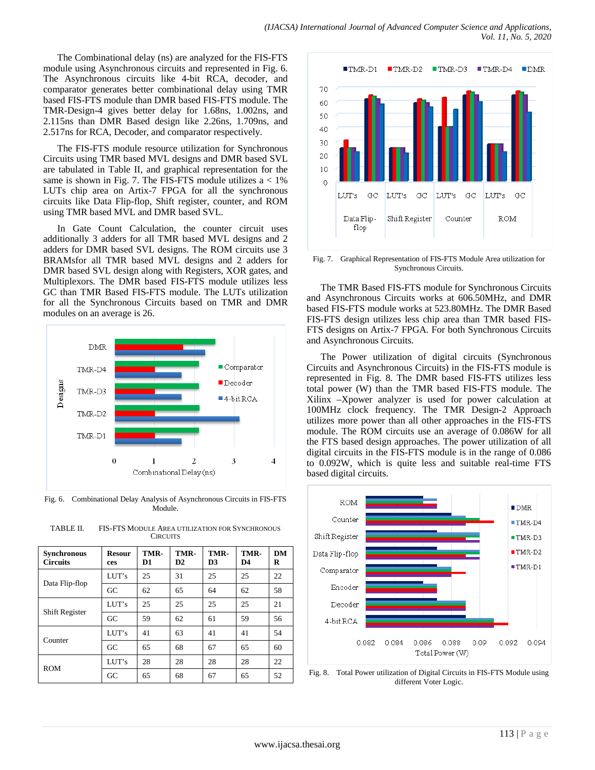The Combinational delay (ns) are analyzed for the FIS-FTS module using Asynchronous circuits and represented in Fig. 6. The Asynchronous circuits like 4-bit RCA, decoder, and comparator generates better combinational delay using TMR based FIS-FTS module than DMR based FIS-FTS module. The TMR-Design-4 gives better delay for 1.68ns, 1.002ns, and 2.115ns than DMR Based design like 2.26ns, 1.709ns, and 2.517ns for RCA, Decoder, and comparator respectively.

The FIS-FTS module resource utilization for Synchronous Circuits using TMR based MVL designs and DMR based SVL are tabulated in Table II, and graphical representation for the same is shown in Fig. 7. The FIS-FTS module utilizes a < 1% LUTs chip area on Artix-7 FPGA for all the synchronous circuits like Data Flip-flop, Shift register, counter, and ROM using TMR based MVL and DMR based SVL.

In Gate Count Calculation, the counter circuit uses additionally 3 adders for all TMR based MVL designs and 2 adders for DMR based SVL designs. The ROM circuits use 3 BRAMsfor all TMR based MVL designs and 2 adders for DMR based SVL design along with Registers, XOR gates, and Multiplexors. The DMR based FIS-FTS module utilizes less GC than TMR Based FIS-FTS module. The LUTs utilization for all the Synchronous Circuits based on TMR and DMR modules on an average is 26.

Fig. 6. Combinational Delay Analysis of Asynchronous Circuits in FIS-FTS Module.

TABLE II. FIS-FTS MODULE AREA UTILIZATION FOR SYNCHRONOUS CIRCUITS

| Synchronous Circuits | Resources | TMR-D1 | TMR-D2 | TMR-D3 | TMR-D4 | DMR |
|---|---|---|---|---|---|---|
| Data Flip-flop | LUT's | 25 | 31 | 25 | 25 | 22 |
| | GC | 62 | 65 | 64 | 62 | 58 |
| Shift Register | LUT's | 25 | 25 | 25 | 25 | 21 |
| | GC | 59 | 62 | 61 | 59 | 56 |
| Counter | LUT's | 41 | 63 | 41 | 41 | 54 |
| | GC | 65 | 68 | 67 | 65 | 60 |
| ROM | LUT's | 28 | 28 | 28 | 28 | 22 |
| | GC | 65 | 68 | 67 | 65 | 52 |

Fig. 7. Graphical Representation of FIS-FTS Module Area utilization for Synchronous Circuits.

The TMR Based FIS-FTS module for Synchronous Circuits and Asynchronous Circuits works at 606.50MHz, and DMR based FIS-FTS module works at 523.80MHz. The DMR Based FIS-FTS design utilizes less chip area than TMR based FIS-FTS designs on Artix-7 FPGA. For both Synchronous Circuits and Asynchronous Circuits.

The Power utilization of digital circuits (Synchronous Circuits and Asynchronous Circuits) in the FIS-FTS module is represented in Fig. 8. The DMR based FIS-FTS utilizes less total power (W) than the TMR based FIS-FTS module. The Xilinx –Xpower analyzer is used for power calculation at 100MHz clock frequency. The TMR Design-2 Approach utilizes more power than all other approaches in the FIS-FTS module. The ROM circuits use an average of 0.086W for all the FTS based design approaches. The power utilization of all digital circuits in the FIS-FTS module is in the range of 0.086 to 0.092W, which is quite less and suitable real-time FTS based digital circuits.

Fig. 8. Total Power utilization of Digital Circuits in FIS-FTS Module using different Voter Logic.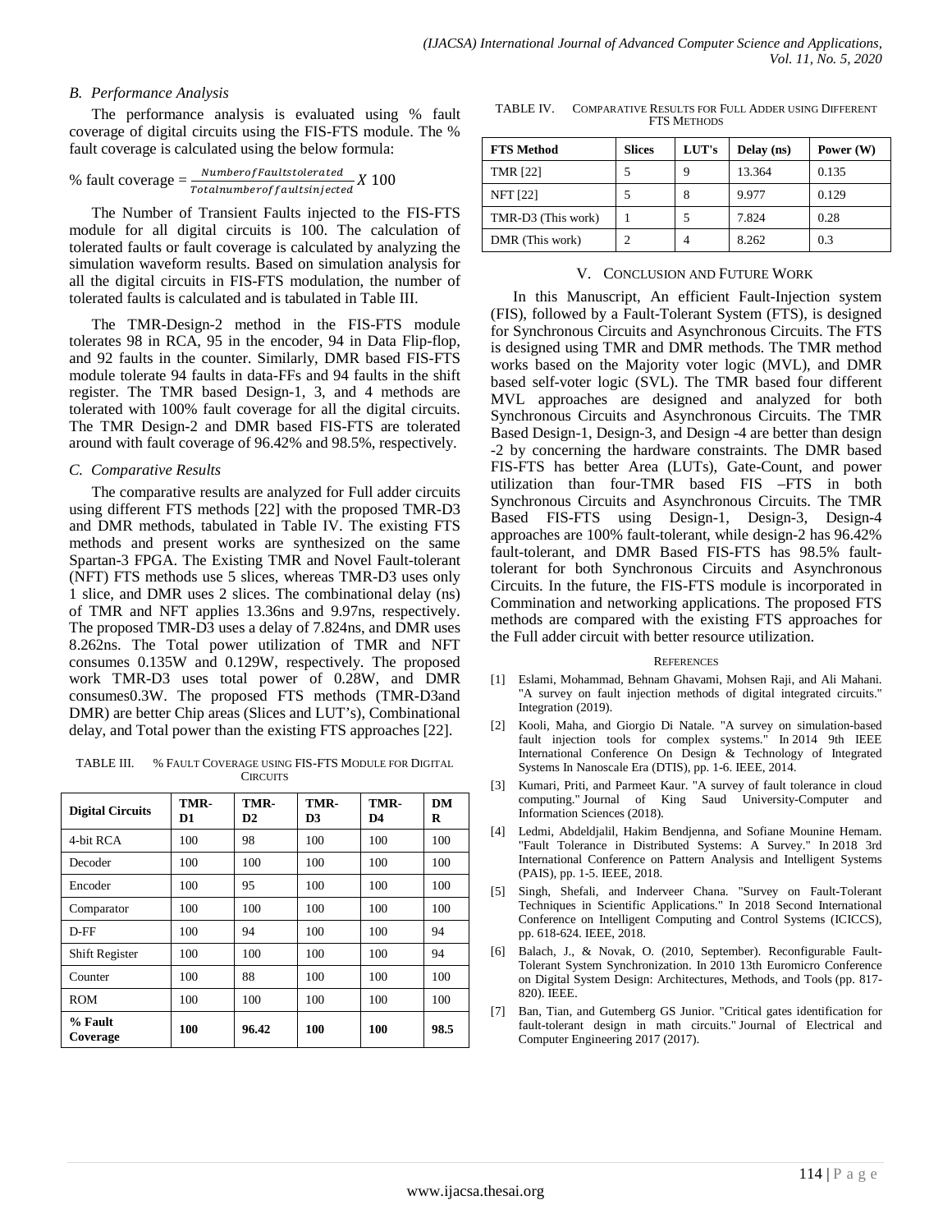### B. Performance Analysis

The performance analysis is evaluated using % fault coverage of digital circuits using the FIS-FTS module. The % fault coverage is calculated using the below formula:

$$\% \text{ fault coverage} = \frac{Number of Faults tolerated}{Total number of faults injected} X\ 100$$

The Number of Transient Faults injected to the FIS-FTS module for all digital circuits is 100. The calculation of tolerated faults or fault coverage is calculated by analyzing the simulation waveform results. Based on simulation analysis for all the digital circuits in FIS-FTS modulation, the number of tolerated faults is calculated and is tabulated in Table III.

The TMR-Design-2 method in the FIS-FTS module tolerates 98 in RCA, 95 in the encoder, 94 in Data Flip-flop, and 92 faults in the counter. Similarly, DMR based FIS-FTS module tolerate 94 faults in data-FFs and 94 faults in the shift register. The TMR based Design-1, 3, and 4 methods are tolerated with 100% fault coverage for all the digital circuits. The TMR Design-2 and DMR based FIS-FTS are tolerated around with fault coverage of 96.42% and 98.5%, respectively.

### C. Comparative Results

The comparative results are analyzed for Full adder circuits using different FTS methods [22] with the proposed TMR-D3 and DMR methods, tabulated in Table IV. The existing FTS methods and present works are synthesized on the same Spartan-3 FPGA. The Existing TMR and Novel Fault-tolerant (NFT) FTS methods use 5 slices, whereas TMR-D3 uses only 1 slice, and DMR uses 2 slices. The combinational delay (ns) of TMR and NFT applies 13.36ns and 9.97ns, respectively. The proposed TMR-D3 uses a delay of 7.824ns, and DMR uses 8.262ns. The Total power utilization of TMR and NFT consumes 0.135W and 0.129W, respectively. The proposed work TMR-D3 uses total power of 0.28W, and DMR consumes0.3W. The proposed FTS methods (TMR-D3and DMR) are better Chip areas (Slices and LUT's), Combinational delay, and Total power than the existing FTS approaches [22].

TABLE III. % FAULT COVERAGE USING FIS-FTS MODULE FOR DIGITAL CIRCUITS

| Digital Circuits | TMR-D1 | TMR-D2 | TMR-D3 | TMR-D4 | DMR |
|---|---|---|---|---|---|
| 4-bit RCA | 100 | 98 | 100 | 100 | 100 |
| Decoder | 100 | 100 | 100 | 100 | 100 |
| Encoder | 100 | 95 | 100 | 100 | 100 |
| Comparator | 100 | 100 | 100 | 100 | 100 |
| D-FF | 100 | 94 | 100 | 100 | 94 |
| Shift Register | 100 | 100 | 100 | 100 | 94 |
| Counter | 100 | 88 | 100 | 100 | 100 |
| ROM | 100 | 100 | 100 | 100 | 100 |
| **% Fault Coverage** | **100** | **96.42** | **100** | **100** | **98.5** |

TABLE IV. COMPARATIVE RESULTS FOR FULL ADDER USING DIFFERENT FTS METHODS

| FTS Method | Slices | LUT's | Delay (ns) | Power (W) |
|---|---|---|---|---|
| TMR [22] | 5 | 9 | 13.364 | 0.135 |
| NFT [22] | 5 | 8 | 9.977 | 0.129 |
| TMR-D3 (This work) | 1 | 5 | 7.824 | 0.28 |
| DMR (This work) | 2 | 4 | 8.262 | 0.3 |

## V. CONCLUSION AND FUTURE WORK

In this Manuscript, An efficient Fault-Injection system (FIS), followed by a Fault-Tolerant System (FTS), is designed for Synchronous Circuits and Asynchronous Circuits. The FTS is designed using TMR and DMR methods. The TMR method works based on the Majority voter logic (MVL), and DMR based self-voter logic (SVL). The TMR based four different MVL approaches are designed and analyzed for both Synchronous Circuits and Asynchronous Circuits. The TMR Based Design-1, Design-3, and Design -4 are better than design -2 by concerning the hardware constraints. The DMR based FIS-FTS has better Area (LUTs), Gate-Count, and power utilization than four-TMR based FIS –FTS in both Synchronous Circuits and Asynchronous Circuits. The TMR Based FIS-FTS using Design-1, Design-3, Design-4 approaches are 100% fault-tolerant, while design-2 has 96.42% fault-tolerant, and DMR Based FIS-FTS has 98.5% fault-tolerant for both Synchronous Circuits and Asynchronous Circuits. In the future, the FIS-FTS module is incorporated in Commination and networking applications. The proposed FTS methods are compared with the existing FTS approaches for the Full adder circuit with better resource utilization.

## REFERENCES

[1] Eslami, Mohammad, Behnam Ghavami, Mohsen Raji, and Ali Mahani. "A survey on fault injection methods of digital integrated circuits." Integration (2019).

[2] Kooli, Maha, and Giorgio Di Natale. "A survey on simulation-based fault injection tools for complex systems." In 2014 9th IEEE International Conference On Design & Technology of Integrated Systems In Nanoscale Era (DTIS), pp. 1-6. IEEE, 2014.

[3] Kumari, Priti, and Parmeet Kaur. "A survey of fault tolerance in cloud computing." Journal of King Saud University-Computer and Information Sciences (2018).

[4] Ledmi, Abdeldjalil, Hakim Bendjenna, and Sofiane Mounine Hemam. "Fault Tolerance in Distributed Systems: A Survey." In 2018 3rd International Conference on Pattern Analysis and Intelligent Systems (PAIS), pp. 1-5. IEEE, 2018.

[5] Singh, Shefali, and Inderveer Chana. "Survey on Fault-Tolerant Techniques in Scientific Applications." In 2018 Second International Conference on Intelligent Computing and Control Systems (ICICCS), pp. 618-624. IEEE, 2018.

[6] Balach, J., & Novak, O. (2010, September). Reconfigurable Fault-Tolerant System Synchronization. In 2010 13th Euromicro Conference on Digital System Design: Architectures, Methods, and Tools (pp. 817-820). IEEE.

[7] Ban, Tian, and Gutemberg GS Junior. "Critical gates identification for fault-tolerant design in math circuits." Journal of Electrical and Computer Engineering 2017 (2017).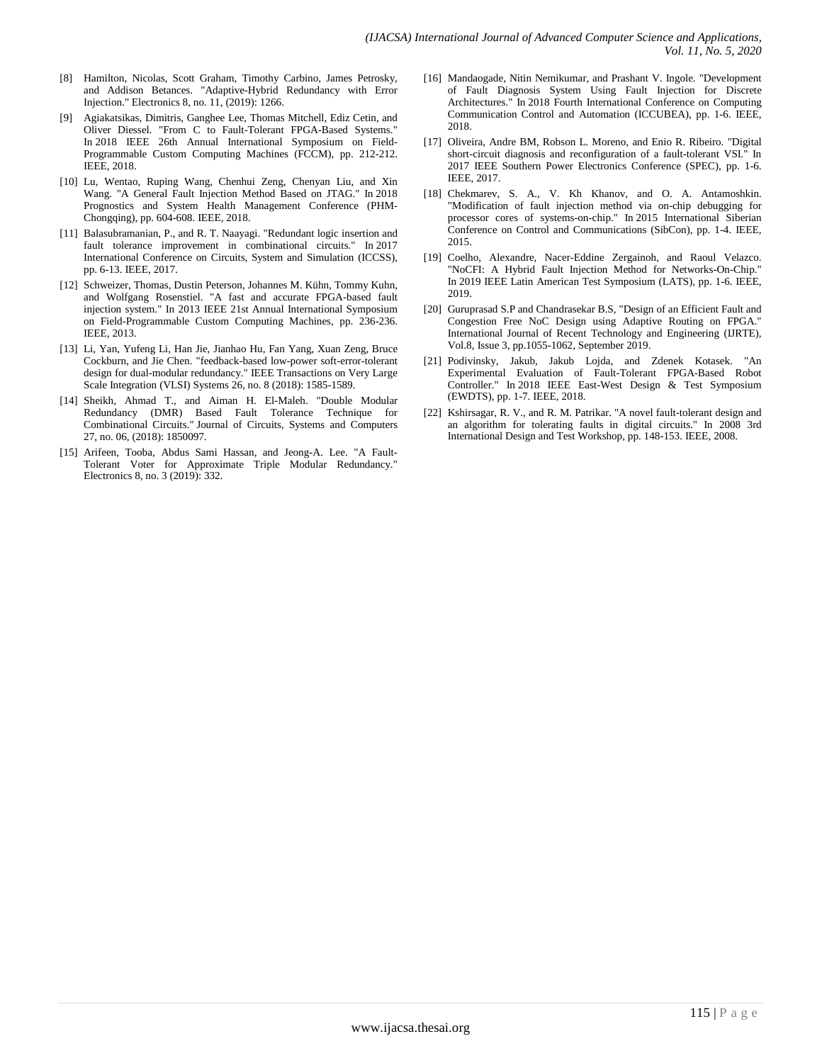[8] Hamilton, Nicolas, Scott Graham, Timothy Carbino, James Petrosky, and Addison Betances. "Adaptive-Hybrid Redundancy with Error Injection." Electronics 8, no. 11, (2019): 1266.

[9] Agiakatsikas, Dimitris, Ganghee Lee, Thomas Mitchell, Ediz Cetin, and Oliver Diessel. "From C to Fault-Tolerant FPGA-Based Systems." In 2018 IEEE 26th Annual International Symposium on Field-Programmable Custom Computing Machines (FCCM), pp. 212-212. IEEE, 2018.

[10] Lu, Wentao, Ruping Wang, Chenhui Zeng, Chenyan Liu, and Xin Wang. "A General Fault Injection Method Based on JTAG." In 2018 Prognostics and System Health Management Conference (PHM-Chongqing), pp. 604-608. IEEE, 2018.

[11] Balasubramanian, P., and R. T. Naayagi. "Redundant logic insertion and fault tolerance improvement in combinational circuits." In 2017 International Conference on Circuits, System and Simulation (ICCSS), pp. 6-13. IEEE, 2017.

[12] Schweizer, Thomas, Dustin Peterson, Johannes M. Kühn, Tommy Kuhn, and Wolfgang Rosenstiel. "A fast and accurate FPGA-based fault injection system." In 2013 IEEE 21st Annual International Symposium on Field-Programmable Custom Computing Machines, pp. 236-236. IEEE, 2013.

[13] Li, Yan, Yufeng Li, Han Jie, Jianhao Hu, Fan Yang, Xuan Zeng, Bruce Cockburn, and Jie Chen. "feedback-based low-power soft-error-tolerant design for dual-modular redundancy." IEEE Transactions on Very Large Scale Integration (VLSI) Systems 26, no. 8 (2018): 1585-1589.

[14] Sheikh, Ahmad T., and Aiman H. El-Maleh. "Double Modular Redundancy (DMR) Based Fault Tolerance Technique for Combinational Circuits." Journal of Circuits, Systems and Computers 27, no. 06, (2018): 1850097.

[15] Arifeen, Tooba, Abdus Sami Hassan, and Jeong-A. Lee. "A Fault-Tolerant Voter for Approximate Triple Modular Redundancy." Electronics 8, no. 3 (2019): 332.

[16] Mandaogade, Nitin Nemikumar, and Prashant V. Ingole. "Development of Fault Diagnosis System Using Fault Injection for Discrete Architectures." In 2018 Fourth International Conference on Computing Communication Control and Automation (ICCUBEA), pp. 1-6. IEEE, 2018.

[17] Oliveira, Andre BM, Robson L. Moreno, and Enio R. Ribeiro. "Digital short-circuit diagnosis and reconfiguration of a fault-tolerant VSI." In 2017 IEEE Southern Power Electronics Conference (SPEC), pp. 1-6. IEEE, 2017.

[18] Chekmarev, S. A., V. Kh Khanov, and O. A. Antamoshkin. "Modification of fault injection method via on-chip debugging for processor cores of systems-on-chip." In 2015 International Siberian Conference on Control and Communications (SibCon), pp. 1-4. IEEE, 2015.

[19] Coelho, Alexandre, Nacer-Eddine Zergainoh, and Raoul Velazco. "NoCFI: A Hybrid Fault Injection Method for Networks-On-Chip." In 2019 IEEE Latin American Test Symposium (LATS), pp. 1-6. IEEE, 2019.

[20] Guruprasad S.P and Chandrasekar B.S, "Design of an Efficient Fault and Congestion Free NoC Design using Adaptive Routing on FPGA." International Journal of Recent Technology and Engineering (IJRTE), Vol.8, Issue 3, pp.1055-1062, September 2019.

[21] Podivinsky, Jakub, Jakub Lojda, and Zdenek Kotasek. "An Experimental Evaluation of Fault-Tolerant FPGA-Based Robot Controller." In 2018 IEEE East-West Design & Test Symposium (EWDTS), pp. 1-7. IEEE, 2018.

[22] Kshirsagar, R. V., and R. M. Patrikar. "A novel fault-tolerant design and an algorithm for tolerating faults in digital circuits." In 2008 3rd International Design and Test Workshop, pp. 148-153. IEEE, 2008.